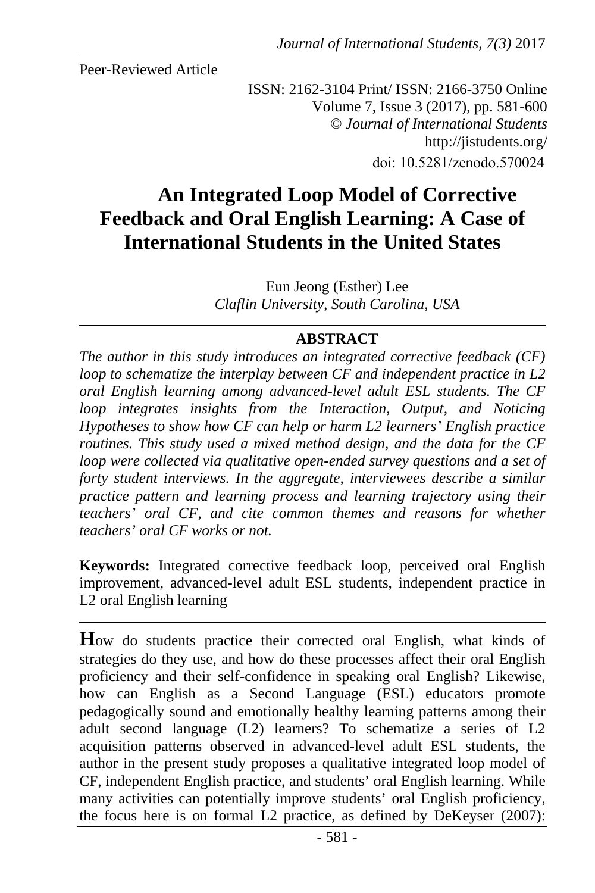Peer-Reviewed Article

ISSN: 2162-3104 Print/ ISSN: 2166-3750 Online
Volume 7, Issue 3 (2017), pp. 581-600
© *Journal of International Students*
http://jistudents.org/
doi: 10.5281/zenodo.570024

# An Integrated Loop Model of Corrective Feedback and Oral English Learning: A Case of International Students in the United States

Eun Jeong (Esther) Lee
*Claflin University, South Carolina, USA*

## ABSTRACT

*The author in this study introduces an integrated corrective feedback (CF) loop to schematize the interplay between CF and independent practice in L2 oral English learning among advanced-level adult ESL students. The CF loop integrates insights from the Interaction, Output, and Noticing Hypotheses to show how CF can help or harm L2 learners' English practice routines. This study used a mixed method design, and the data for the CF loop were collected via qualitative open-ended survey questions and a set of forty student interviews. In the aggregate, interviewees describe a similar practice pattern and learning process and learning trajectory using their teachers' oral CF, and cite common themes and reasons for whether teachers' oral CF works or not.*

**Keywords:** Integrated corrective feedback loop, perceived oral English improvement, advanced-level adult ESL students, independent practice in L2 oral English learning

**H**ow do students practice their corrected oral English, what kinds of strategies do they use, and how do these processes affect their oral English proficiency and their self-confidence in speaking oral English? Likewise, how can English as a Second Language (ESL) educators promote pedagogically sound and emotionally healthy learning patterns among their adult second language (L2) learners? To schematize a series of L2 acquisition patterns observed in advanced-level adult ESL students, the author in the present study proposes a qualitative integrated loop model of CF, independent English practice, and students' oral English learning. While many activities can potentially improve students' oral English proficiency, the focus here is on formal L2 practice, as defined by DeKeyser (2007):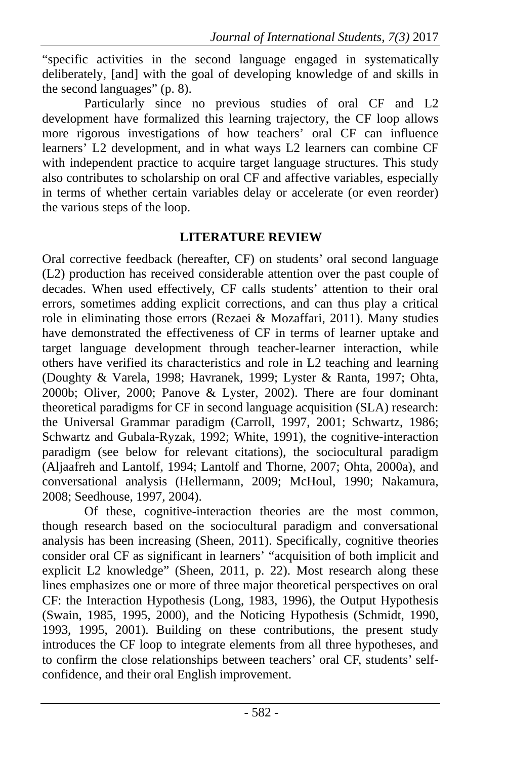"specific activities in the second language engaged in systematically deliberately, [and] with the goal of developing knowledge of and skills in the second languages" (p. 8).

Particularly since no previous studies of oral CF and L2 development have formalized this learning trajectory, the CF loop allows more rigorous investigations of how teachers' oral CF can influence learners' L2 development, and in what ways L2 learners can combine CF with independent practice to acquire target language structures. This study also contributes to scholarship on oral CF and affective variables, especially in terms of whether certain variables delay or accelerate (or even reorder) the various steps of the loop.

## LITERATURE REVIEW

Oral corrective feedback (hereafter, CF) on students' oral second language (L2) production has received considerable attention over the past couple of decades. When used effectively, CF calls students' attention to their oral errors, sometimes adding explicit corrections, and can thus play a critical role in eliminating those errors (Rezaei & Mozaffari, 2011). Many studies have demonstrated the effectiveness of CF in terms of learner uptake and target language development through teacher-learner interaction, while others have verified its characteristics and role in L2 teaching and learning (Doughty & Varela, 1998; Havranek, 1999; Lyster & Ranta, 1997; Ohta, 2000b; Oliver, 2000; Panove & Lyster, 2002). There are four dominant theoretical paradigms for CF in second language acquisition (SLA) research: the Universal Grammar paradigm (Carroll, 1997, 2001; Schwartz, 1986; Schwartz and Gubala-Ryzak, 1992; White, 1991), the cognitive-interaction paradigm (see below for relevant citations), the sociocultural paradigm (Aljaafreh and Lantolf, 1994; Lantolf and Thorne, 2007; Ohta, 2000a), and conversational analysis (Hellermann, 2009; McHoul, 1990; Nakamura, 2008; Seedhouse, 1997, 2004).

Of these, cognitive-interaction theories are the most common, though research based on the sociocultural paradigm and conversational analysis has been increasing (Sheen, 2011). Specifically, cognitive theories consider oral CF as significant in learners' "acquisition of both implicit and explicit L2 knowledge" (Sheen, 2011, p. 22). Most research along these lines emphasizes one or more of three major theoretical perspectives on oral CF: the Interaction Hypothesis (Long, 1983, 1996), the Output Hypothesis (Swain, 1985, 1995, 2000), and the Noticing Hypothesis (Schmidt, 1990, 1993, 1995, 2001). Building on these contributions, the present study introduces the CF loop to integrate elements from all three hypotheses, and to confirm the close relationships between teachers' oral CF, students' self-confidence, and their oral English improvement.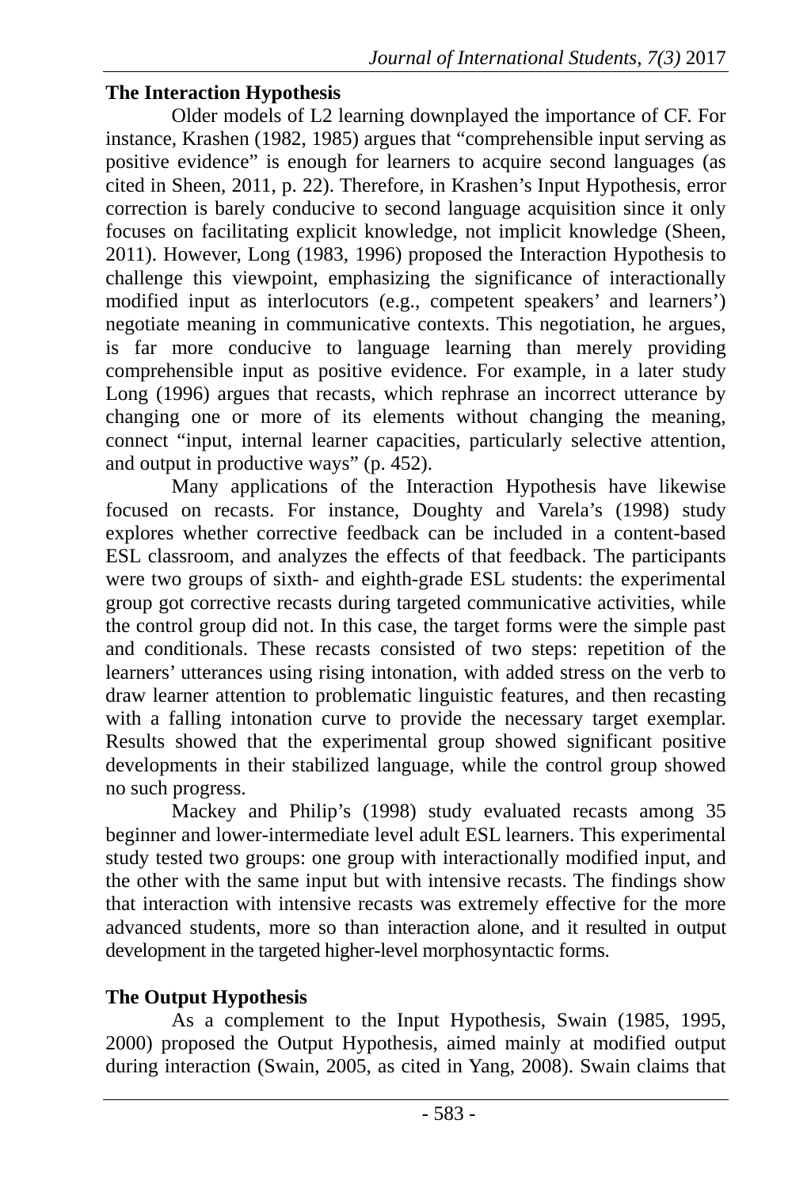## The Interaction Hypothesis

Older models of L2 learning downplayed the importance of CF. For instance, Krashen (1982, 1985) argues that "comprehensible input serving as positive evidence" is enough for learners to acquire second languages (as cited in Sheen, 2011, p. 22). Therefore, in Krashen's Input Hypothesis, error correction is barely conducive to second language acquisition since it only focuses on facilitating explicit knowledge, not implicit knowledge (Sheen, 2011). However, Long (1983, 1996) proposed the Interaction Hypothesis to challenge this viewpoint, emphasizing the significance of interactionally modified input as interlocutors (e.g., competent speakers' and learners') negotiate meaning in communicative contexts. This negotiation, he argues, is far more conducive to language learning than merely providing comprehensible input as positive evidence. For example, in a later study Long (1996) argues that recasts, which rephrase an incorrect utterance by changing one or more of its elements without changing the meaning, connect "input, internal learner capacities, particularly selective attention, and output in productive ways" (p. 452).

Many applications of the Interaction Hypothesis have likewise focused on recasts. For instance, Doughty and Varela's (1998) study explores whether corrective feedback can be included in a content-based ESL classroom, and analyzes the effects of that feedback. The participants were two groups of sixth- and eighth-grade ESL students: the experimental group got corrective recasts during targeted communicative activities, while the control group did not. In this case, the target forms were the simple past and conditionals. These recasts consisted of two steps: repetition of the learners' utterances using rising intonation, with added stress on the verb to draw learner attention to problematic linguistic features, and then recasting with a falling intonation curve to provide the necessary target exemplar. Results showed that the experimental group showed significant positive developments in their stabilized language, while the control group showed no such progress.

Mackey and Philip's (1998) study evaluated recasts among 35 beginner and lower-intermediate level adult ESL learners. This experimental study tested two groups: one group with interactionally modified input, and the other with the same input but with intensive recasts. The findings show that interaction with intensive recasts was extremely effective for the more advanced students, more so than interaction alone, and it resulted in output development in the targeted higher-level morphosyntactic forms.

## The Output Hypothesis

As a complement to the Input Hypothesis, Swain (1985, 1995, 2000) proposed the Output Hypothesis, aimed mainly at modified output during interaction (Swain, 2005, as cited in Yang, 2008). Swain claims that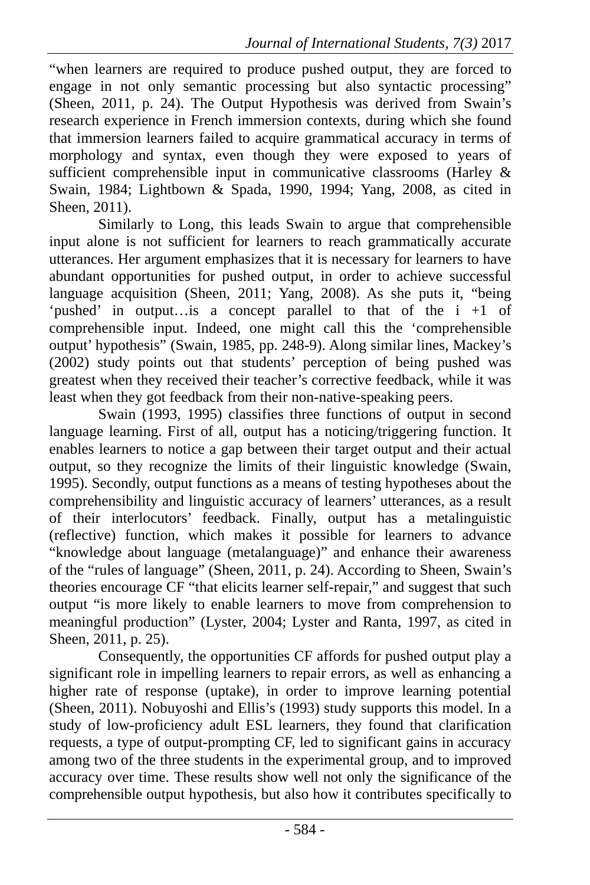"when learners are required to produce pushed output, they are forced to engage in not only semantic processing but also syntactic processing" (Sheen, 2011, p. 24). The Output Hypothesis was derived from Swain's research experience in French immersion contexts, during which she found that immersion learners failed to acquire grammatical accuracy in terms of morphology and syntax, even though they were exposed to years of sufficient comprehensible input in communicative classrooms (Harley & Swain, 1984; Lightbown & Spada, 1990, 1994; Yang, 2008, as cited in Sheen, 2011).

Similarly to Long, this leads Swain to argue that comprehensible input alone is not sufficient for learners to reach grammatically accurate utterances. Her argument emphasizes that it is necessary for learners to have abundant opportunities for pushed output, in order to achieve successful language acquisition (Sheen, 2011; Yang, 2008). As she puts it, "being 'pushed' in output…is a concept parallel to that of the i +1 of comprehensible input. Indeed, one might call this the 'comprehensible output' hypothesis" (Swain, 1985, pp. 248-9). Along similar lines, Mackey's (2002) study points out that students' perception of being pushed was greatest when they received their teacher's corrective feedback, while it was least when they got feedback from their non-native-speaking peers.

Swain (1993, 1995) classifies three functions of output in second language learning. First of all, output has a noticing/triggering function. It enables learners to notice a gap between their target output and their actual output, so they recognize the limits of their linguistic knowledge (Swain, 1995). Secondly, output functions as a means of testing hypotheses about the comprehensibility and linguistic accuracy of learners' utterances, as a result of their interlocutors' feedback. Finally, output has a metalinguistic (reflective) function, which makes it possible for learners to advance "knowledge about language (metalanguage)" and enhance their awareness of the "rules of language" (Sheen, 2011, p. 24). According to Sheen, Swain's theories encourage CF "that elicits learner self-repair," and suggest that such output "is more likely to enable learners to move from comprehension to meaningful production" (Lyster, 2004; Lyster and Ranta, 1997, as cited in Sheen, 2011, p. 25).

Consequently, the opportunities CF affords for pushed output play a significant role in impelling learners to repair errors, as well as enhancing a higher rate of response (uptake), in order to improve learning potential (Sheen, 2011). Nobuyoshi and Ellis's (1993) study supports this model. In a study of low-proficiency adult ESL learners, they found that clarification requests, a type of output-prompting CF, led to significant gains in accuracy among two of the three students in the experimental group, and to improved accuracy over time. These results show well not only the significance of the comprehensible output hypothesis, but also how it contributes specifically to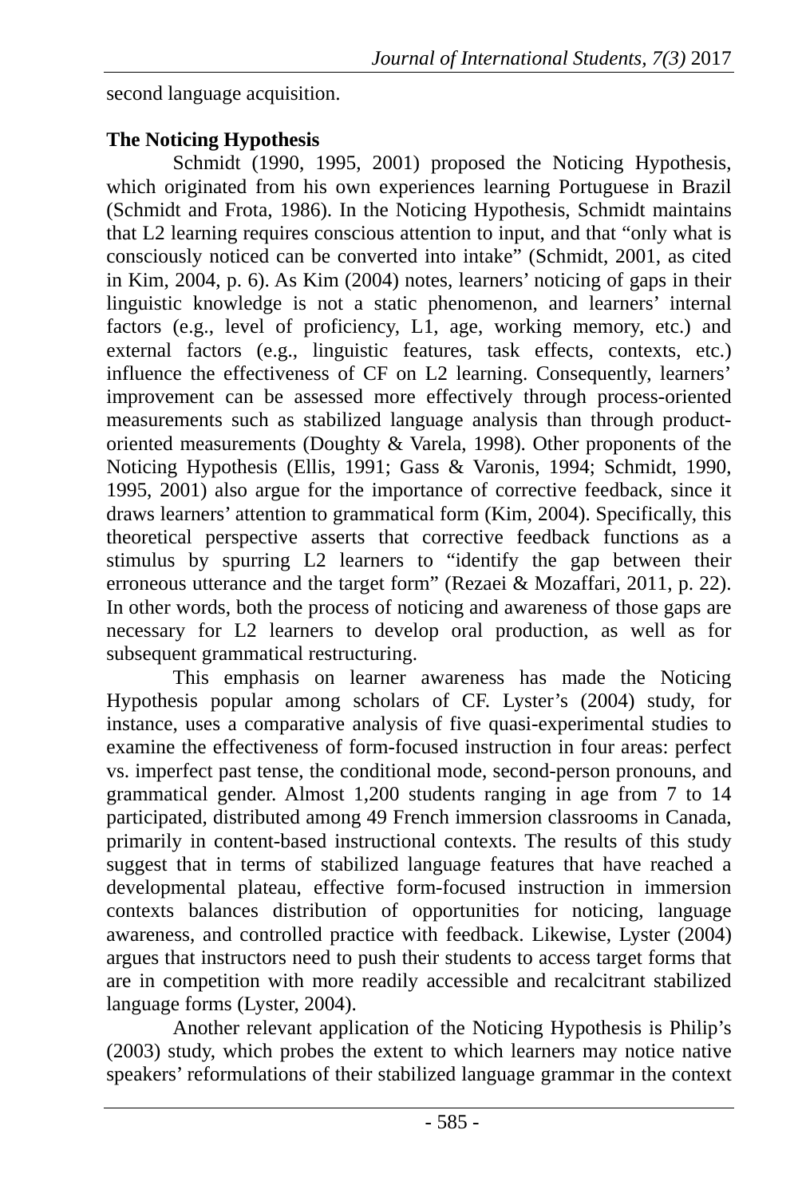second language acquisition.

**The Noticing Hypothesis**

Schmidt (1990, 1995, 2001) proposed the Noticing Hypothesis, which originated from his own experiences learning Portuguese in Brazil (Schmidt and Frota, 1986). In the Noticing Hypothesis, Schmidt maintains that L2 learning requires conscious attention to input, and that "only what is consciously noticed can be converted into intake" (Schmidt, 2001, as cited in Kim, 2004, p. 6). As Kim (2004) notes, learners' noticing of gaps in their linguistic knowledge is not a static phenomenon, and learners' internal factors (e.g., level of proficiency, L1, age, working memory, etc.) and external factors (e.g., linguistic features, task effects, contexts, etc.) influence the effectiveness of CF on L2 learning. Consequently, learners' improvement can be assessed more effectively through process-oriented measurements such as stabilized language analysis than through product-oriented measurements (Doughty & Varela, 1998). Other proponents of the Noticing Hypothesis (Ellis, 1991; Gass & Varonis, 1994; Schmidt, 1990, 1995, 2001) also argue for the importance of corrective feedback, since it draws learners' attention to grammatical form (Kim, 2004). Specifically, this theoretical perspective asserts that corrective feedback functions as a stimulus by spurring L2 learners to "identify the gap between their erroneous utterance and the target form" (Rezaei & Mozaffari, 2011, p. 22). In other words, both the process of noticing and awareness of those gaps are necessary for L2 learners to develop oral production, as well as for subsequent grammatical restructuring.

This emphasis on learner awareness has made the Noticing Hypothesis popular among scholars of CF. Lyster's (2004) study, for instance, uses a comparative analysis of five quasi-experimental studies to examine the effectiveness of form-focused instruction in four areas: perfect vs. imperfect past tense, the conditional mode, second-person pronouns, and grammatical gender. Almost 1,200 students ranging in age from 7 to 14 participated, distributed among 49 French immersion classrooms in Canada, primarily in content-based instructional contexts. The results of this study suggest that in terms of stabilized language features that have reached a developmental plateau, effective form-focused instruction in immersion contexts balances distribution of opportunities for noticing, language awareness, and controlled practice with feedback. Likewise, Lyster (2004) argues that instructors need to push their students to access target forms that are in competition with more readily accessible and recalcitrant stabilized language forms (Lyster, 2004).

Another relevant application of the Noticing Hypothesis is Philip's (2003) study, which probes the extent to which learners may notice native speakers' reformulations of their stabilized language grammar in the context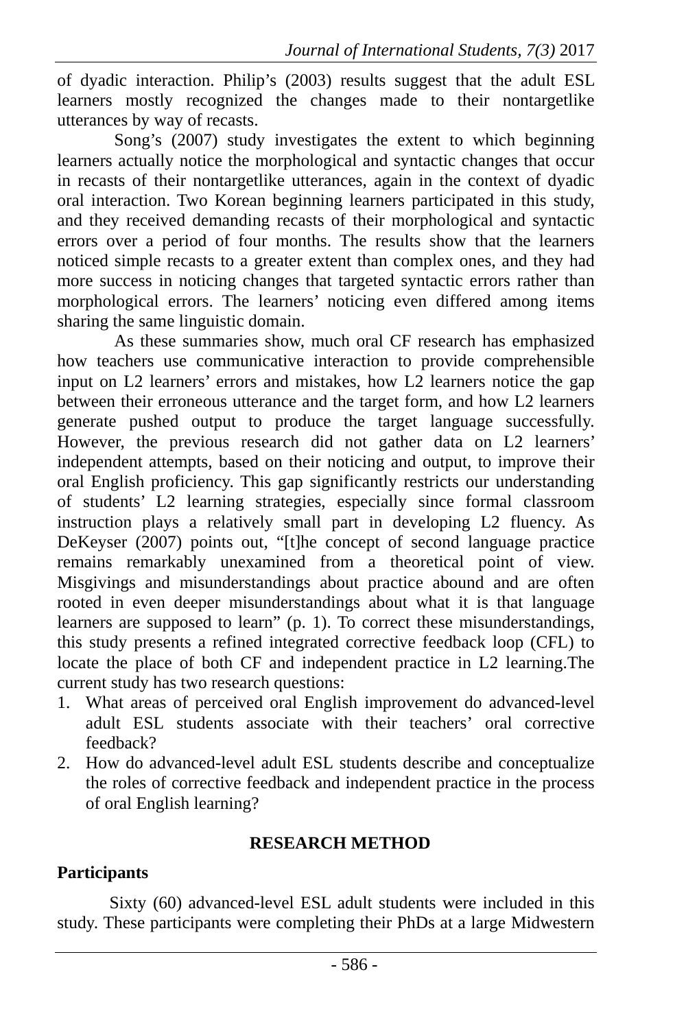of dyadic interaction. Philip's (2003) results suggest that the adult ESL learners mostly recognized the changes made to their nontargetlike utterances by way of recasts.

Song's (2007) study investigates the extent to which beginning learners actually notice the morphological and syntactic changes that occur in recasts of their nontargetlike utterances, again in the context of dyadic oral interaction. Two Korean beginning learners participated in this study, and they received demanding recasts of their morphological and syntactic errors over a period of four months. The results show that the learners noticed simple recasts to a greater extent than complex ones, and they had more success in noticing changes that targeted syntactic errors rather than morphological errors. The learners' noticing even differed among items sharing the same linguistic domain.

As these summaries show, much oral CF research has emphasized how teachers use communicative interaction to provide comprehensible input on L2 learners' errors and mistakes, how L2 learners notice the gap between their erroneous utterance and the target form, and how L2 learners generate pushed output to produce the target language successfully. However, the previous research did not gather data on L2 learners' independent attempts, based on their noticing and output, to improve their oral English proficiency. This gap significantly restricts our understanding of students' L2 learning strategies, especially since formal classroom instruction plays a relatively small part in developing L2 fluency. As DeKeyser (2007) points out, "[t]he concept of second language practice remains remarkably unexamined from a theoretical point of view. Misgivings and misunderstandings about practice abound and are often rooted in even deeper misunderstandings about what it is that language learners are supposed to learn" (p. 1). To correct these misunderstandings, this study presents a refined integrated corrective feedback loop (CFL) to locate the place of both CF and independent practice in L2 learning.The current study has two research questions:

1. What areas of perceived oral English improvement do advanced-level adult ESL students associate with their teachers' oral corrective feedback?
2. How do advanced-level adult ESL students describe and conceptualize the roles of corrective feedback and independent practice in the process of oral English learning?

## RESEARCH METHOD

### Participants

Sixty (60) advanced-level ESL adult students were included in this study. These participants were completing their PhDs at a large Midwestern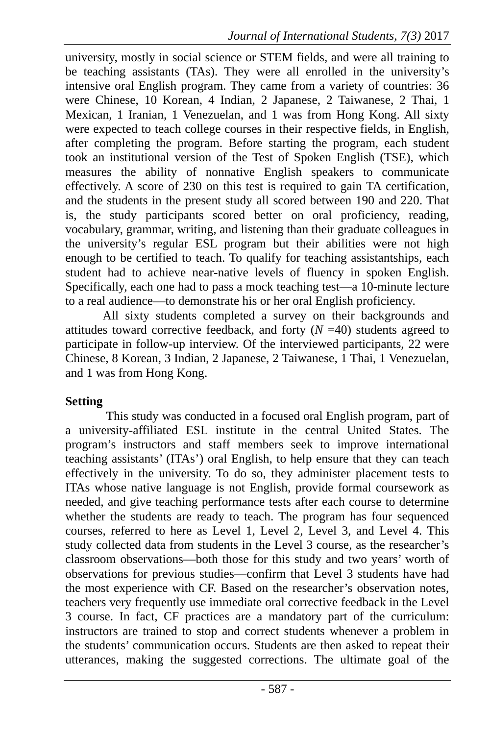university, mostly in social science or STEM fields, and were all training to be teaching assistants (TAs). They were all enrolled in the university's intensive oral English program. They came from a variety of countries: 36 were Chinese, 10 Korean, 4 Indian, 2 Japanese, 2 Taiwanese, 2 Thai, 1 Mexican, 1 Iranian, 1 Venezuelan, and 1 was from Hong Kong. All sixty were expected to teach college courses in their respective fields, in English, after completing the program. Before starting the program, each student took an institutional version of the Test of Spoken English (TSE), which measures the ability of nonnative English speakers to communicate effectively. A score of 230 on this test is required to gain TA certification, and the students in the present study all scored between 190 and 220. That is, the study participants scored better on oral proficiency, reading, vocabulary, grammar, writing, and listening than their graduate colleagues in the university's regular ESL program but their abilities were not high enough to be certified to teach. To qualify for teaching assistantships, each student had to achieve near-native levels of fluency in spoken English. Specifically, each one had to pass a mock teaching test—a 10-minute lecture to a real audience—to demonstrate his or her oral English proficiency.

All sixty students completed a survey on their backgrounds and attitudes toward corrective feedback, and forty ($N$ =40) students agreed to participate in follow-up interview. Of the interviewed participants, 22 were Chinese, 8 Korean, 3 Indian, 2 Japanese, 2 Taiwanese, 1 Thai, 1 Venezuelan, and 1 was from Hong Kong.

**Setting**

This study was conducted in a focused oral English program, part of a university-affiliated ESL institute in the central United States. The program's instructors and staff members seek to improve international teaching assistants' (ITAs') oral English, to help ensure that they can teach effectively in the university. To do so, they administer placement tests to ITAs whose native language is not English, provide formal coursework as needed, and give teaching performance tests after each course to determine whether the students are ready to teach. The program has four sequenced courses, referred to here as Level 1, Level 2, Level 3, and Level 4. This study collected data from students in the Level 3 course, as the researcher's classroom observations—both those for this study and two years' worth of observations for previous studies—confirm that Level 3 students have had the most experience with CF. Based on the researcher's observation notes, teachers very frequently use immediate oral corrective feedback in the Level 3 course. In fact, CF practices are a mandatory part of the curriculum: instructors are trained to stop and correct students whenever a problem in the students' communication occurs. Students are then asked to repeat their utterances, making the suggested corrections. The ultimate goal of the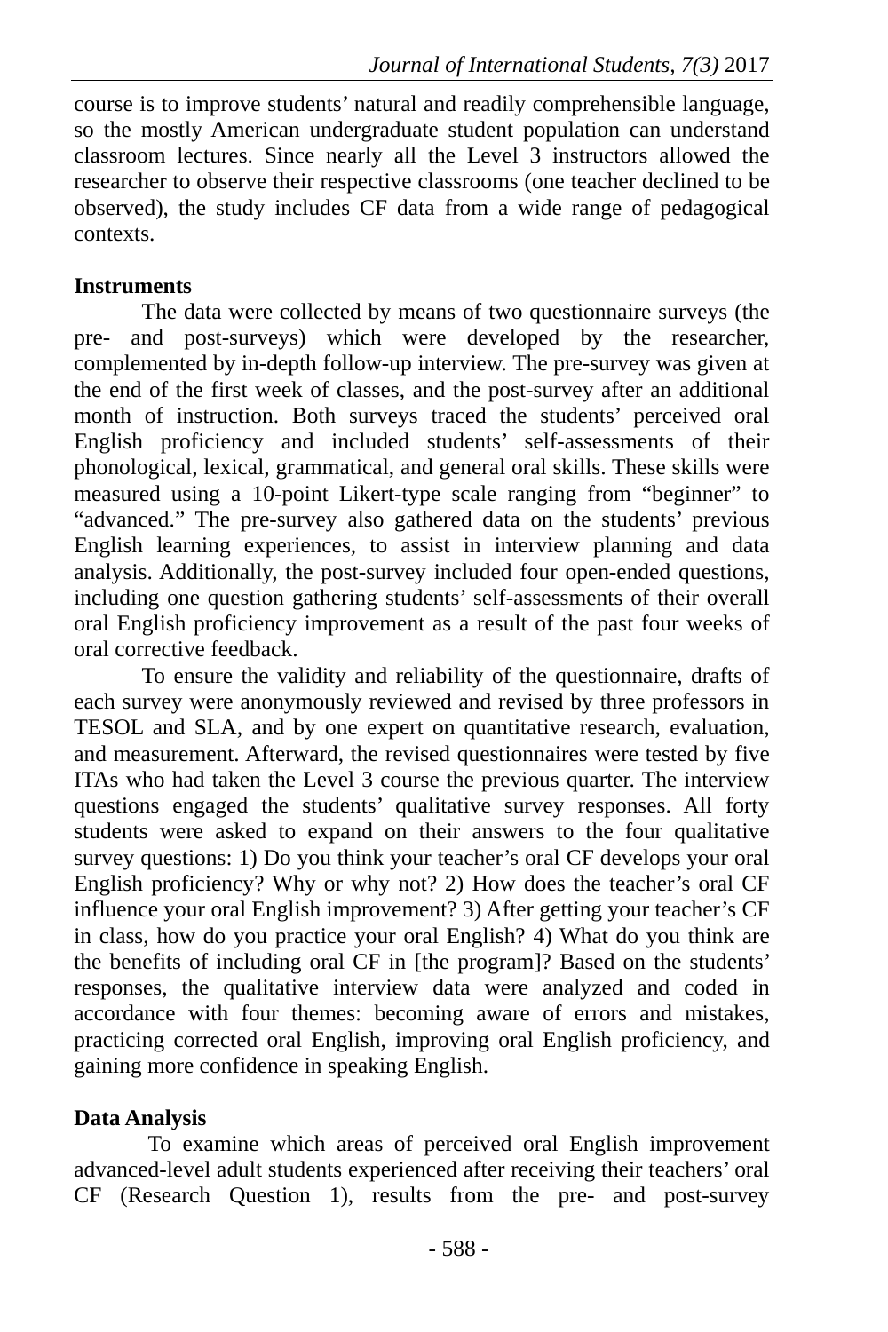course is to improve students' natural and readily comprehensible language, so the mostly American undergraduate student population can understand classroom lectures. Since nearly all the Level 3 instructors allowed the researcher to observe their respective classrooms (one teacher declined to be observed), the study includes CF data from a wide range of pedagogical contexts.

**Instruments**

The data were collected by means of two questionnaire surveys (the pre- and post-surveys) which were developed by the researcher, complemented by in-depth follow-up interview. The pre-survey was given at the end of the first week of classes, and the post-survey after an additional month of instruction. Both surveys traced the students' perceived oral English proficiency and included students' self-assessments of their phonological, lexical, grammatical, and general oral skills. These skills were measured using a 10-point Likert-type scale ranging from "beginner" to "advanced." The pre-survey also gathered data on the students' previous English learning experiences, to assist in interview planning and data analysis. Additionally, the post-survey included four open-ended questions, including one question gathering students' self-assessments of their overall oral English proficiency improvement as a result of the past four weeks of oral corrective feedback.

To ensure the validity and reliability of the questionnaire, drafts of each survey were anonymously reviewed and revised by three professors in TESOL and SLA, and by one expert on quantitative research, evaluation, and measurement. Afterward, the revised questionnaires were tested by five ITAs who had taken the Level 3 course the previous quarter. The interview questions engaged the students' qualitative survey responses. All forty students were asked to expand on their answers to the four qualitative survey questions: 1) Do you think your teacher's oral CF develops your oral English proficiency? Why or why not? 2) How does the teacher's oral CF influence your oral English improvement? 3) After getting your teacher's CF in class, how do you practice your oral English? 4) What do you think are the benefits of including oral CF in [the program]? Based on the students' responses, the qualitative interview data were analyzed and coded in accordance with four themes: becoming aware of errors and mistakes, practicing corrected oral English, improving oral English proficiency, and gaining more confidence in speaking English.

**Data Analysis**

To examine which areas of perceived oral English improvement advanced-level adult students experienced after receiving their teachers' oral CF (Research Question 1), results from the pre- and post-survey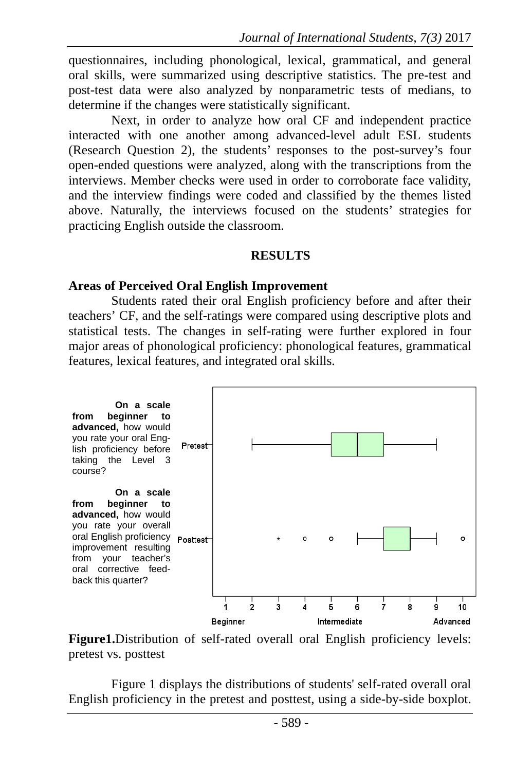questionnaires, including phonological, lexical, grammatical, and general oral skills, were summarized using descriptive statistics. The pre-test and post-test data were also analyzed by nonparametric tests of medians, to determine if the changes were statistically significant.

Next, in order to analyze how oral CF and independent practice interacted with one another among advanced-level adult ESL students (Research Question 2), the students' responses to the post-survey's four open-ended questions were analyzed, along with the transcriptions from the interviews. Member checks were used in order to corroborate face validity, and the interview findings were coded and classified by the themes listed above. Naturally, the interviews focused on the students' strategies for practicing English outside the classroom.

## RESULTS

### Areas of Perceived Oral English Improvement

Students rated their oral English proficiency before and after their teachers' CF, and the self-ratings were compared using descriptive plots and statistical tests. The changes in self-rating were further explored in four major areas of phonological proficiency: phonological features, grammatical features, lexical features, and integrated oral skills.

**On a scale from beginner to advanced,** how would you rate your oral English proficiency before taking the Level 3 course?

**On a scale from beginner to advanced,** how would you rate your overall oral English proficiency improvement resulting from your teacher's oral corrective feedback this quarter?

**Figure1.**Distribution of self-rated overall oral English proficiency levels: pretest vs. posttest

Figure 1 displays the distributions of students' self-rated overall oral English proficiency in the pretest and posttest, using a side-by-side boxplot.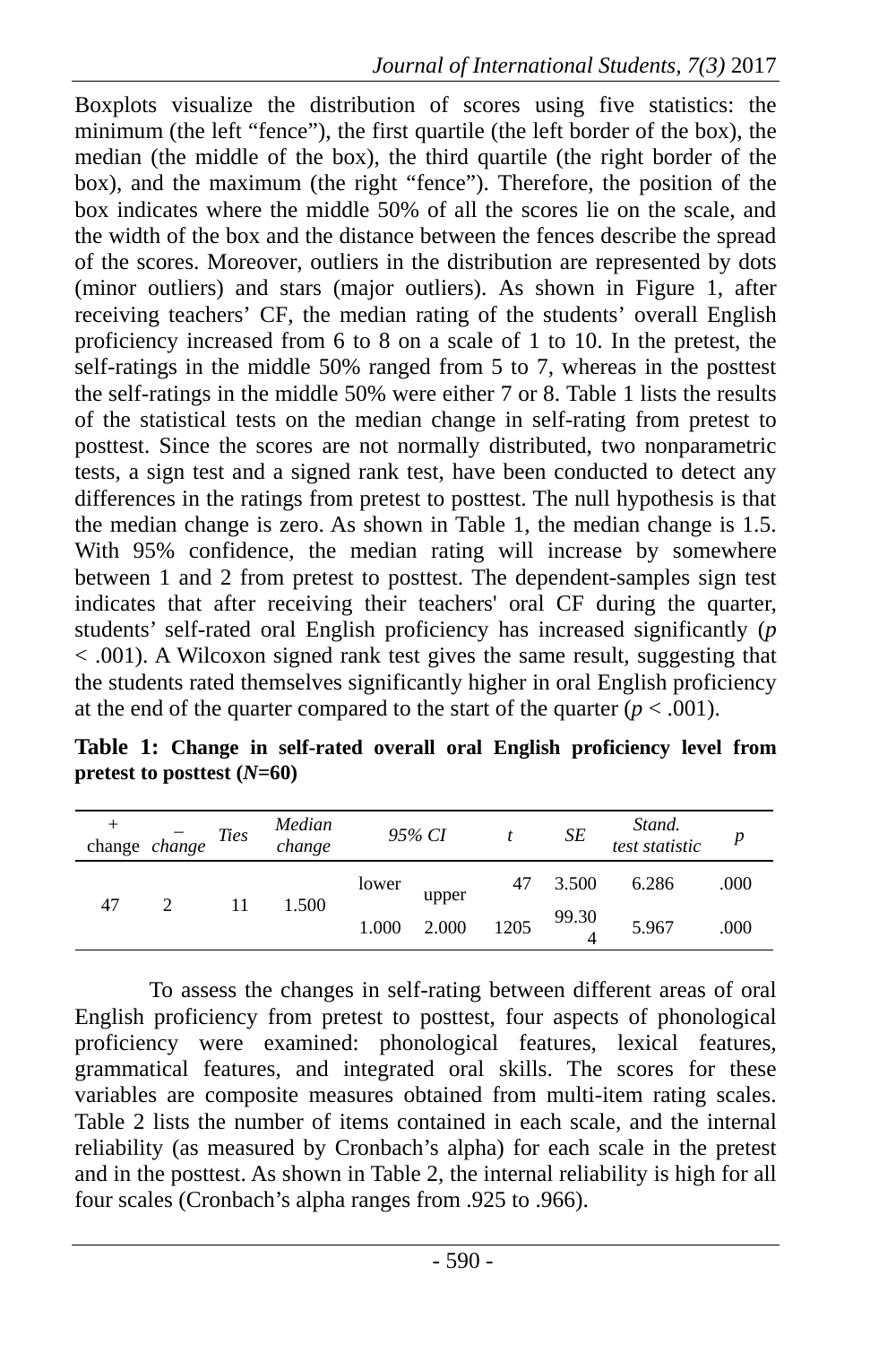Boxplots visualize the distribution of scores using five statistics: the minimum (the left "fence"), the first quartile (the left border of the box), the median (the middle of the box), the third quartile (the right border of the box), and the maximum (the right "fence"). Therefore, the position of the box indicates where the middle 50% of all the scores lie on the scale, and the width of the box and the distance between the fences describe the spread of the scores. Moreover, outliers in the distribution are represented by dots (minor outliers) and stars (major outliers). As shown in Figure 1, after receiving teachers' CF, the median rating of the students' overall English proficiency increased from 6 to 8 on a scale of 1 to 10. In the pretest, the self-ratings in the middle 50% ranged from 5 to 7, whereas in the posttest the self-ratings in the middle 50% were either 7 or 8. Table 1 lists the results of the statistical tests on the median change in self-rating from pretest to posttest. Since the scores are not normally distributed, two nonparametric tests, a sign test and a signed rank test, have been conducted to detect any differences in the ratings from pretest to posttest. The null hypothesis is that the median change is zero. As shown in Table 1, the median change is 1.5. With 95% confidence, the median rating will increase by somewhere between 1 and 2 from pretest to posttest. The dependent-samples sign test indicates that after receiving their teachers' oral CF during the quarter, students' self-rated oral English proficiency has increased significantly ($p < .001$). A Wilcoxon signed rank test gives the same result, suggesting that the students rated themselves significantly higher in oral English proficiency at the end of the quarter compared to the start of the quarter ($p < .001$).

**Table 1: Change in self-rated overall oral English proficiency level from pretest to posttest (*N*=60)**

| + change | − *change* | *Ties* | *Median change* | *95% CI* | | *t* | *SE* | *Stand. test statistic* | *p* |
|---|---|---|---|---|---|---|---|---|---|
| | | | | lower | upper | | | | |
| 47 | 2 | 11 | 1.500 | | | 47 | 3.500 | 6.286 | .000 |
| | | | | 1.000 | 2.000 | 1205 | 99.304 | 5.967 | .000 |

To assess the changes in self-rating between different areas of oral English proficiency from pretest to posttest, four aspects of phonological proficiency were examined: phonological features, lexical features, grammatical features, and integrated oral skills. The scores for these variables are composite measures obtained from multi-item rating scales. Table 2 lists the number of items contained in each scale, and the internal reliability (as measured by Cronbach's alpha) for each scale in the pretest and in the posttest. As shown in Table 2, the internal reliability is high for all four scales (Cronbach's alpha ranges from .925 to .966).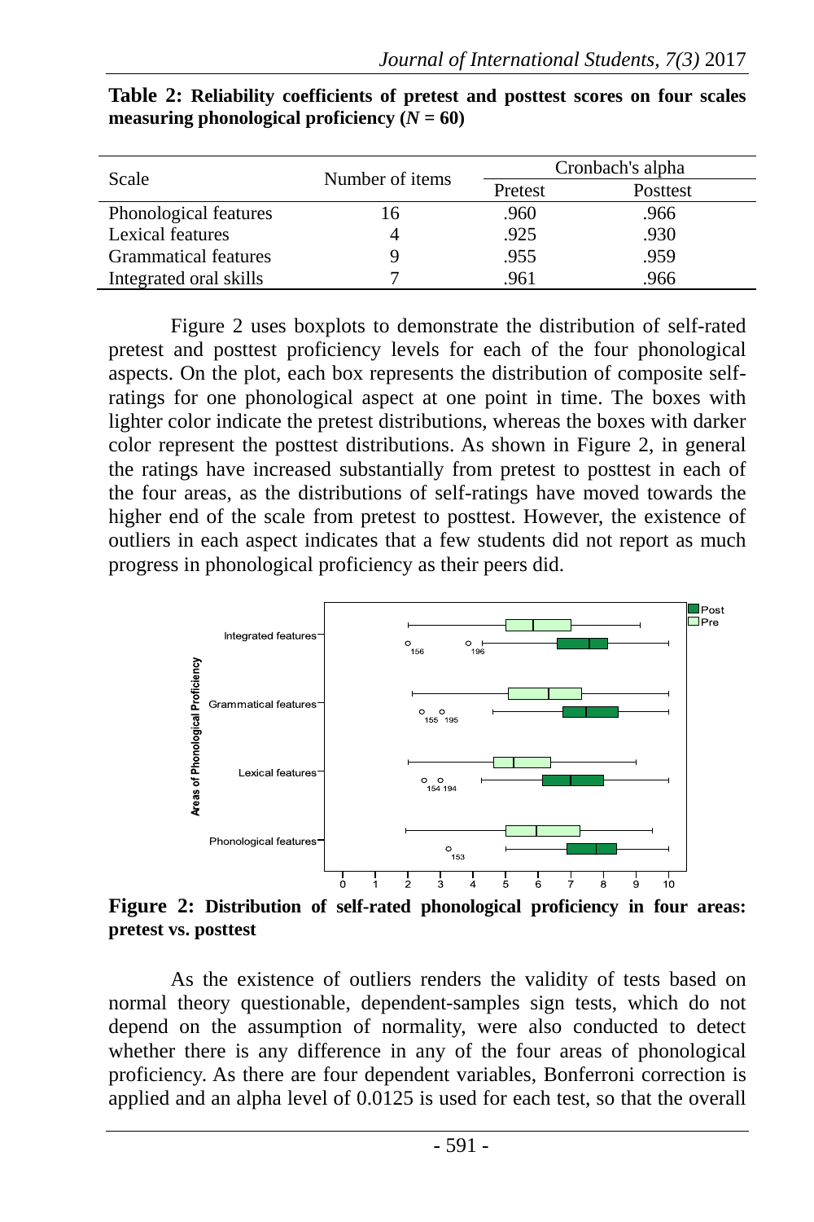**Table 2: Reliability coefficients of pretest and posttest scores on four scales measuring phonological proficiency (*N* = 60)**

| Scale | Number of items | Cronbach's alpha | |
|---|---|---|---|
| | | Pretest | Posttest |
| Phonological features | 16 | .960 | .966 |
| Lexical features | 4 | .925 | .930 |
| Grammatical features | 9 | .955 | .959 |
| Integrated oral skills | 7 | .961 | .966 |

Figure 2 uses boxplots to demonstrate the distribution of self-rated pretest and posttest proficiency levels for each of the four phonological aspects. On the plot, each box represents the distribution of composite self-ratings for one phonological aspect at one point in time. The boxes with lighter color indicate the pretest distributions, whereas the boxes with darker color represent the posttest distributions. As shown in Figure 2, in general the ratings have increased substantially from pretest to posttest in each of the four areas, as the distributions of self-ratings have moved towards the higher end of the scale from pretest to posttest. However, the existence of outliers in each aspect indicates that a few students did not report as much progress in phonological proficiency as their peers did.

**Figure 2: Distribution of self-rated phonological proficiency in four areas: pretest vs. posttest**

As the existence of outliers renders the validity of tests based on normal theory questionable, dependent-samples sign tests, which do not depend on the assumption of normality, were also conducted to detect whether there is any difference in any of the four areas of phonological proficiency. As there are four dependent variables, Bonferroni correction is applied and an alpha level of 0.0125 is used for each test, so that the overall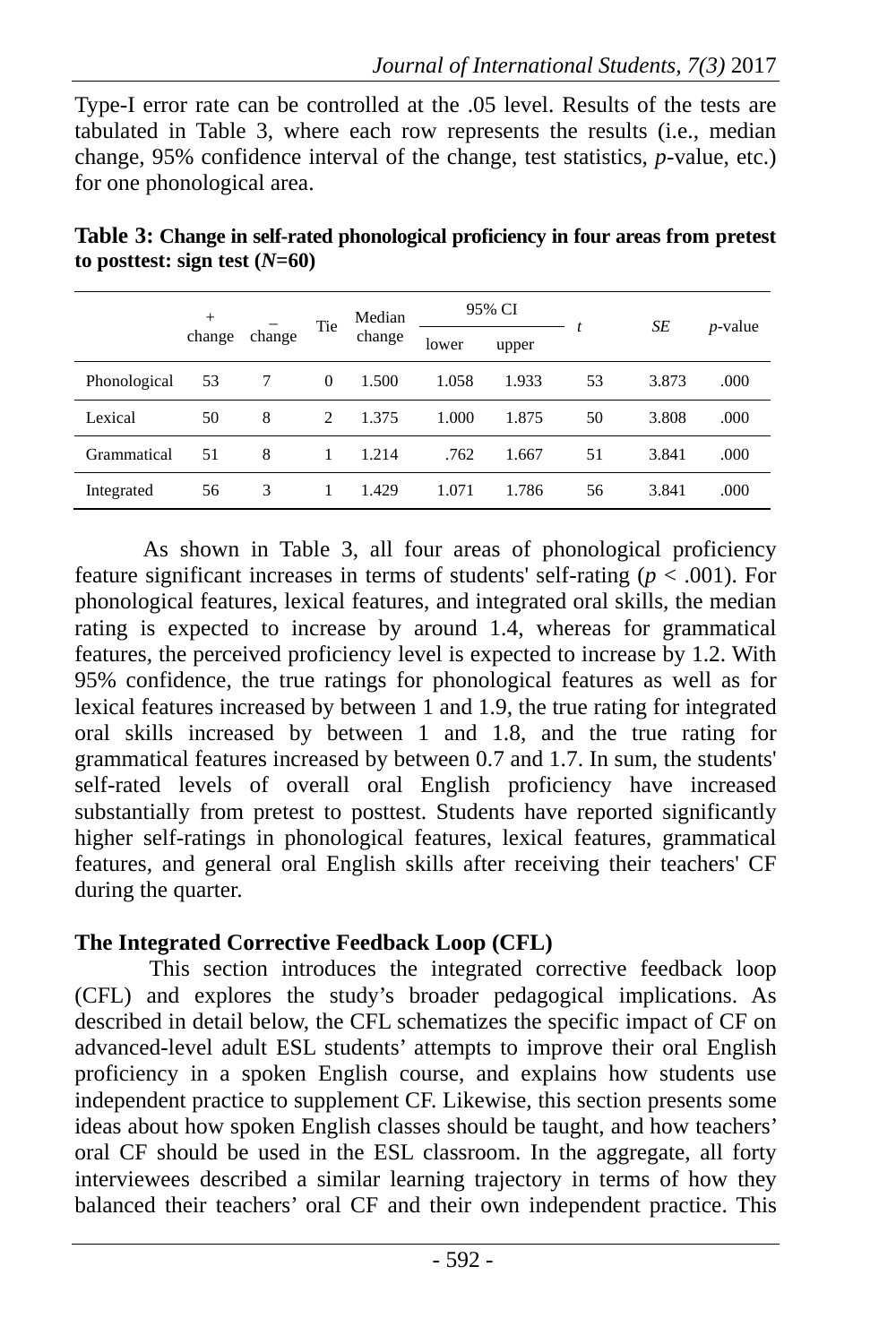Type-I error rate can be controlled at the .05 level. Results of the tests are tabulated in Table 3, where each row represents the results (i.e., median change, 95% confidence interval of the change, test statistics, *p*-value, etc.) for one phonological area.

**Table 3: Change in self-rated phonological proficiency in four areas from pretest to posttest: sign test (*N*=60)**

| | + change | − change | Tie | Median change | 95% CI | | *t* | *SE* | *p*-value |
|---|---|---|---|---|---|---|---|---|---|
| | | | | | lower | upper | | | |
| Phonological | 53 | 7 | 0 | 1.500 | 1.058 | 1.933 | 53 | 3.873 | .000 |
| Lexical | 50 | 8 | 2 | 1.375 | 1.000 | 1.875 | 50 | 3.808 | .000 |
| Grammatical | 51 | 8 | 1 | 1.214 | .762 | 1.667 | 51 | 3.841 | .000 |
| Integrated | 56 | 3 | 1 | 1.429 | 1.071 | 1.786 | 56 | 3.841 | .000 |

As shown in Table 3, all four areas of phonological proficiency feature significant increases in terms of students' self-rating ($p < .001$). For phonological features, lexical features, and integrated oral skills, the median rating is expected to increase by around 1.4, whereas for grammatical features, the perceived proficiency level is expected to increase by 1.2. With 95% confidence, the true ratings for phonological features as well as for lexical features increased by between 1 and 1.9, the true rating for integrated oral skills increased by between 1 and 1.8, and the true rating for grammatical features increased by between 0.7 and 1.7. In sum, the students' self-rated levels of overall oral English proficiency have increased substantially from pretest to posttest. Students have reported significantly higher self-ratings in phonological features, lexical features, grammatical features, and general oral English skills after receiving their teachers' CF during the quarter.

## The Integrated Corrective Feedback Loop (CFL)

This section introduces the integrated corrective feedback loop (CFL) and explores the study's broader pedagogical implications. As described in detail below, the CFL schematizes the specific impact of CF on advanced-level adult ESL students' attempts to improve their oral English proficiency in a spoken English course, and explains how students use independent practice to supplement CF. Likewise, this section presents some ideas about how spoken English classes should be taught, and how teachers' oral CF should be used in the ESL classroom. In the aggregate, all forty interviewees described a similar learning trajectory in terms of how they balanced their teachers' oral CF and their own independent practice. This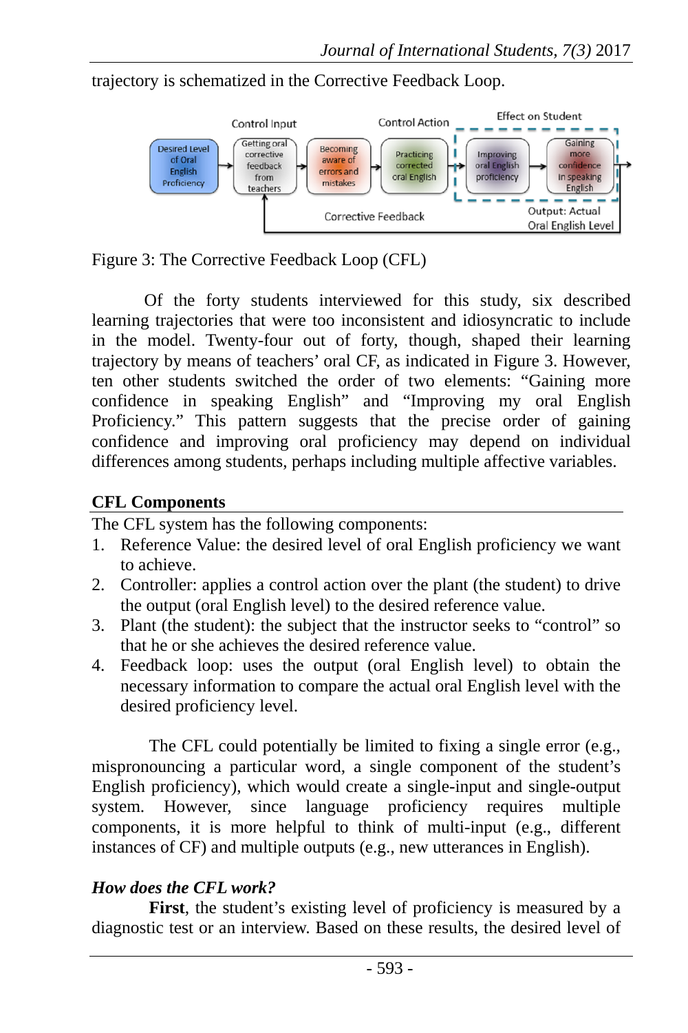trajectory is schematized in the Corrective Feedback Loop.

Figure 3: The Corrective Feedback Loop (CFL)

Of the forty students interviewed for this study, six described learning trajectories that were too inconsistent and idiosyncratic to include in the model. Twenty-four out of forty, though, shaped their learning trajectory by means of teachers' oral CF, as indicated in Figure 3. However, ten other students switched the order of two elements: "Gaining more confidence in speaking English" and "Improving my oral English Proficiency." This pattern suggests that the precise order of gaining confidence and improving oral proficiency may depend on individual differences among students, perhaps including multiple affective variables.

## CFL Components

The CFL system has the following components:

1. Reference Value: the desired level of oral English proficiency we want to achieve.
2. Controller: applies a control action over the plant (the student) to drive the output (oral English level) to the desired reference value.
3. Plant (the student): the subject that the instructor seeks to "control" so that he or she achieves the desired reference value.
4. Feedback loop: uses the output (oral English level) to obtain the necessary information to compare the actual oral English level with the desired proficiency level.

The CFL could potentially be limited to fixing a single error (e.g., mispronouncing a particular word, a single component of the student's English proficiency), which would create a single-input and single-output system. However, since language proficiency requires multiple components, it is more helpful to think of multi-input (e.g., different instances of CF) and multiple outputs (e.g., new utterances in English).

### *How does the CFL work?*

**First**, the student's existing level of proficiency is measured by a diagnostic test or an interview. Based on these results, the desired level of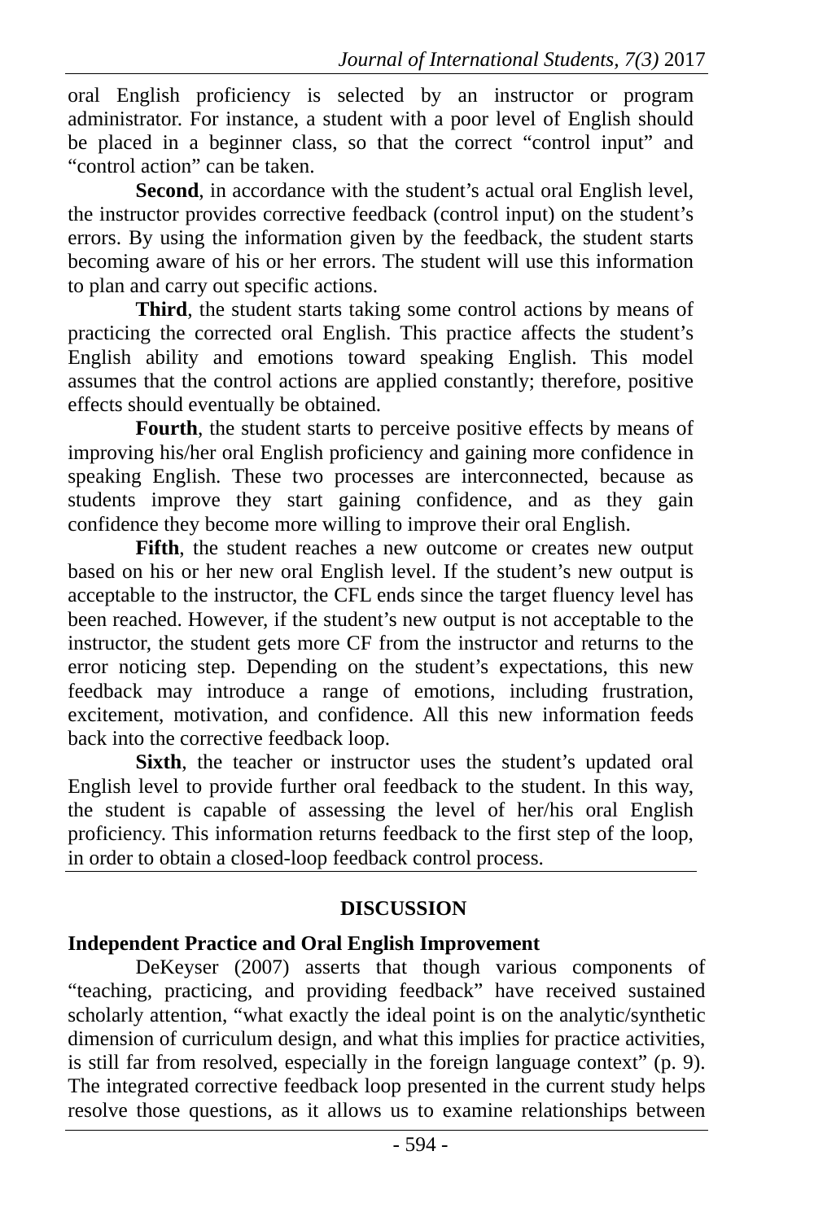oral English proficiency is selected by an instructor or program administrator. For instance, a student with a poor level of English should be placed in a beginner class, so that the correct "control input" and "control action" can be taken.

**Second**, in accordance with the student's actual oral English level, the instructor provides corrective feedback (control input) on the student's errors. By using the information given by the feedback, the student starts becoming aware of his or her errors. The student will use this information to plan and carry out specific actions.

**Third**, the student starts taking some control actions by means of practicing the corrected oral English. This practice affects the student's English ability and emotions toward speaking English. This model assumes that the control actions are applied constantly; therefore, positive effects should eventually be obtained.

**Fourth**, the student starts to perceive positive effects by means of improving his/her oral English proficiency and gaining more confidence in speaking English. These two processes are interconnected, because as students improve they start gaining confidence, and as they gain confidence they become more willing to improve their oral English.

**Fifth**, the student reaches a new outcome or creates new output based on his or her new oral English level. If the student's new output is acceptable to the instructor, the CFL ends since the target fluency level has been reached. However, if the student's new output is not acceptable to the instructor, the student gets more CF from the instructor and returns to the error noticing step. Depending on the student's expectations, this new feedback may introduce a range of emotions, including frustration, excitement, motivation, and confidence. All this new information feeds back into the corrective feedback loop.

**Sixth**, the teacher or instructor uses the student's updated oral English level to provide further oral feedback to the student. In this way, the student is capable of assessing the level of her/his oral English proficiency. This information returns feedback to the first step of the loop, in order to obtain a closed-loop feedback control process.

## DISCUSSION

### Independent Practice and Oral English Improvement

DeKeyser (2007) asserts that though various components of "teaching, practicing, and providing feedback" have received sustained scholarly attention, "what exactly the ideal point is on the analytic/synthetic dimension of curriculum design, and what this implies for practice activities, is still far from resolved, especially in the foreign language context" (p. 9). The integrated corrective feedback loop presented in the current study helps resolve those questions, as it allows us to examine relationships between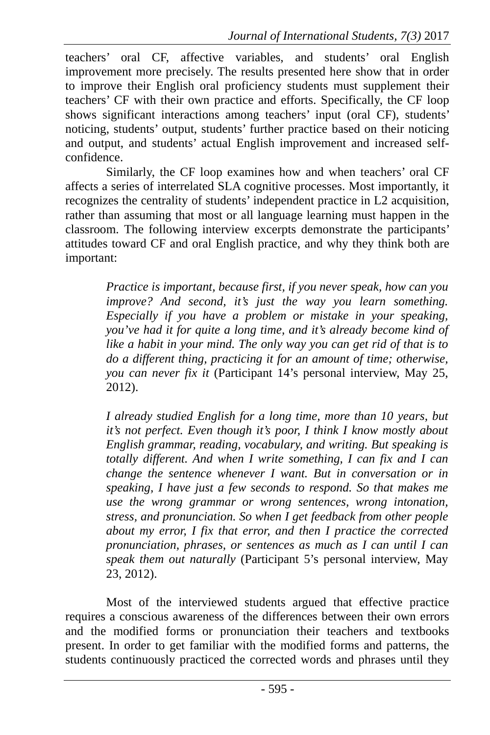teachers' oral CF, affective variables, and students' oral English improvement more precisely. The results presented here show that in order to improve their English oral proficiency students must supplement their teachers' CF with their own practice and efforts. Specifically, the CF loop shows significant interactions among teachers' input (oral CF), students' noticing, students' output, students' further practice based on their noticing and output, and students' actual English improvement and increased self-confidence.

Similarly, the CF loop examines how and when teachers' oral CF affects a series of interrelated SLA cognitive processes. Most importantly, it recognizes the centrality of students' independent practice in L2 acquisition, rather than assuming that most or all language learning must happen in the classroom. The following interview excerpts demonstrate the participants' attitudes toward CF and oral English practice, and why they think both are important:

> *Practice is important, because first, if you never speak, how can you improve? And second, it's just the way you learn something. Especially if you have a problem or mistake in your speaking, you've had it for quite a long time, and it's already become kind of like a habit in your mind. The only way you can get rid of that is to do a different thing, practicing it for an amount of time; otherwise, you can never fix it* (Participant 14's personal interview, May 25, 2012).

> *I already studied English for a long time, more than 10 years, but it's not perfect. Even though it's poor, I think I know mostly about English grammar, reading, vocabulary, and writing. But speaking is totally different. And when I write something, I can fix and I can change the sentence whenever I want. But in conversation or in speaking, I have just a few seconds to respond. So that makes me use the wrong grammar or wrong sentences, wrong intonation, stress, and pronunciation. So when I get feedback from other people about my error, I fix that error, and then I practice the corrected pronunciation, phrases, or sentences as much as I can until I can speak them out naturally* (Participant 5's personal interview, May 23, 2012).

Most of the interviewed students argued that effective practice requires a conscious awareness of the differences between their own errors and the modified forms or pronunciation their teachers and textbooks present. In order to get familiar with the modified forms and patterns, the students continuously practiced the corrected words and phrases until they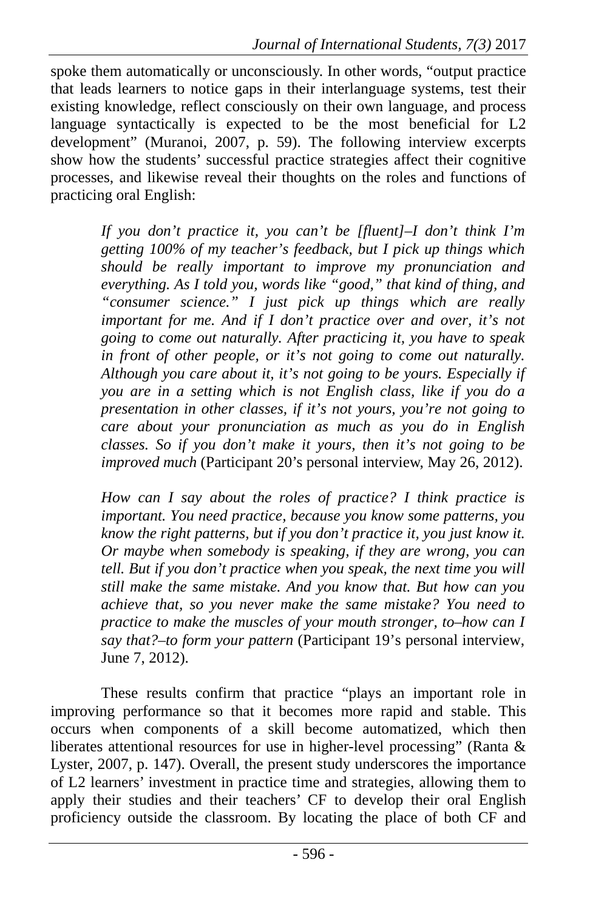spoke them automatically or unconsciously. In other words, "output practice that leads learners to notice gaps in their interlanguage systems, test their existing knowledge, reflect consciously on their own language, and process language syntactically is expected to be the most beneficial for L2 development" (Muranoi, 2007, p. 59). The following interview excerpts show how the students' successful practice strategies affect their cognitive processes, and likewise reveal their thoughts on the roles and functions of practicing oral English:

> *If you don't practice it, you can't be [fluent]–I don't think I'm getting 100% of my teacher's feedback, but I pick up things which should be really important to improve my pronunciation and everything. As I told you, words like "good," that kind of thing, and "consumer science." I just pick up things which are really important for me. And if I don't practice over and over, it's not going to come out naturally. After practicing it, you have to speak in front of other people, or it's not going to come out naturally. Although you care about it, it's not going to be yours. Especially if you are in a setting which is not English class, like if you do a presentation in other classes, if it's not yours, you're not going to care about your pronunciation as much as you do in English classes. So if you don't make it yours, then it's not going to be improved much* (Participant 20's personal interview, May 26, 2012).

> *How can I say about the roles of practice? I think practice is important. You need practice, because you know some patterns, you know the right patterns, but if you don't practice it, you just know it. Or maybe when somebody is speaking, if they are wrong, you can tell. But if you don't practice when you speak, the next time you will still make the same mistake. And you know that. But how can you achieve that, so you never make the same mistake? You need to practice to make the muscles of your mouth stronger, to–how can I say that?–to form your pattern* (Participant 19's personal interview, June 7, 2012).

These results confirm that practice "plays an important role in improving performance so that it becomes more rapid and stable. This occurs when components of a skill become automatized, which then liberates attentional resources for use in higher-level processing" (Ranta & Lyster, 2007, p. 147). Overall, the present study underscores the importance of L2 learners' investment in practice time and strategies, allowing them to apply their studies and their teachers' CF to develop their oral English proficiency outside the classroom. By locating the place of both CF and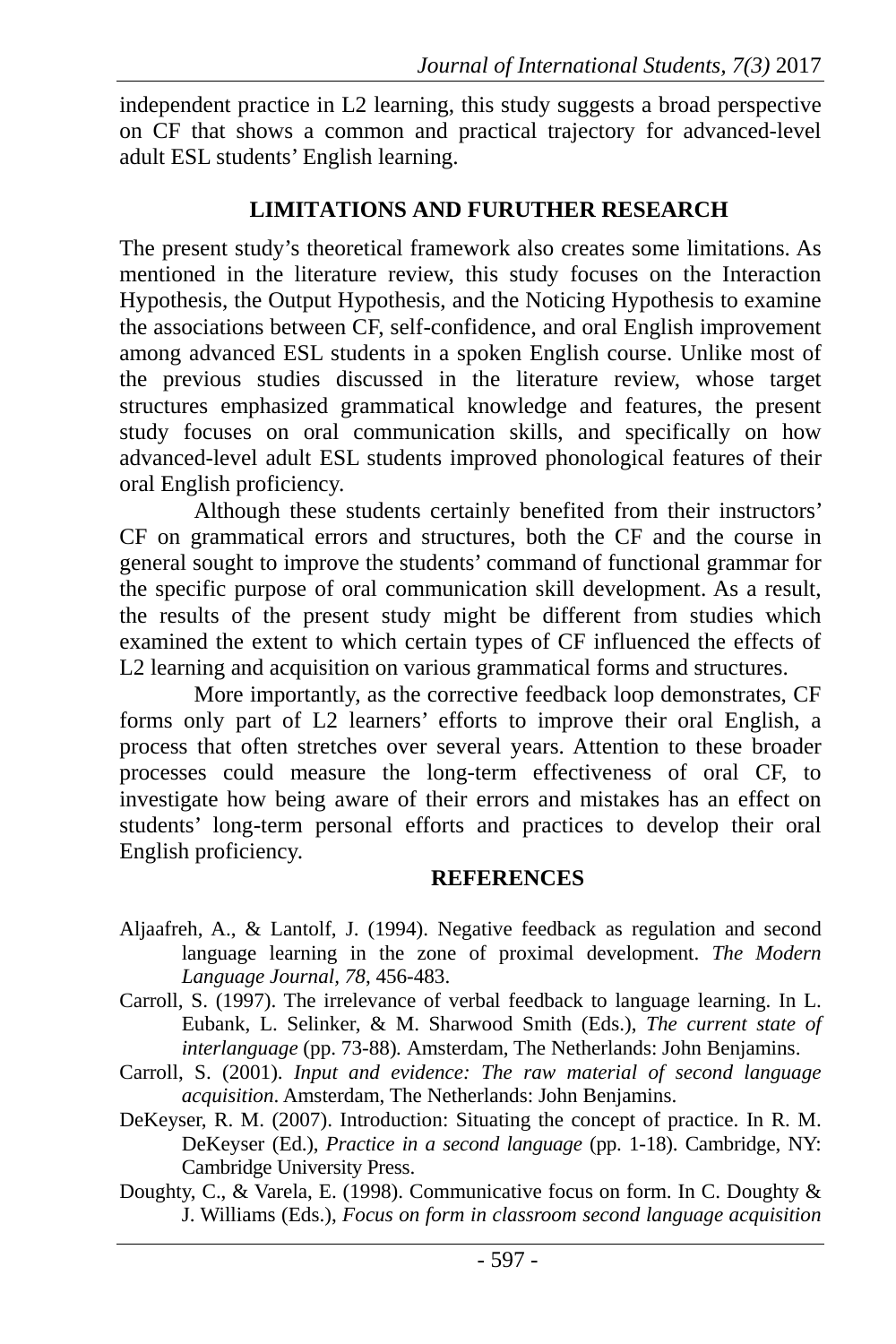independent practice in L2 learning, this study suggests a broad perspective on CF that shows a common and practical trajectory for advanced-level adult ESL students' English learning.

## LIMITATIONS AND FURUTHER RESEARCH

The present study's theoretical framework also creates some limitations. As mentioned in the literature review, this study focuses on the Interaction Hypothesis, the Output Hypothesis, and the Noticing Hypothesis to examine the associations between CF, self-confidence, and oral English improvement among advanced ESL students in a spoken English course. Unlike most of the previous studies discussed in the literature review, whose target structures emphasized grammatical knowledge and features, the present study focuses on oral communication skills, and specifically on how advanced-level adult ESL students improved phonological features of their oral English proficiency.

Although these students certainly benefited from their instructors' CF on grammatical errors and structures, both the CF and the course in general sought to improve the students' command of functional grammar for the specific purpose of oral communication skill development. As a result, the results of the present study might be different from studies which examined the extent to which certain types of CF influenced the effects of L2 learning and acquisition on various grammatical forms and structures.

More importantly, as the corrective feedback loop demonstrates, CF forms only part of L2 learners' efforts to improve their oral English, a process that often stretches over several years. Attention to these broader processes could measure the long-term effectiveness of oral CF, to investigate how being aware of their errors and mistakes has an effect on students' long-term personal efforts and practices to develop their oral English proficiency.

## REFERENCES

Aljaafreh, A., & Lantolf, J. (1994). Negative feedback as regulation and second language learning in the zone of proximal development. *The Modern Language Journal, 78*, 456-483.

Carroll, S. (1997). The irrelevance of verbal feedback to language learning. In L. Eubank, L. Selinker, & M. Sharwood Smith (Eds.), *The current state of interlanguage* (pp. 73-88). Amsterdam, The Netherlands: John Benjamins.

Carroll, S. (2001). *Input and evidence: The raw material of second language acquisition*. Amsterdam, The Netherlands: John Benjamins.

DeKeyser, R. M. (2007). Introduction: Situating the concept of practice. In R. M. DeKeyser (Ed.), *Practice in a second language* (pp. 1-18). Cambridge, NY: Cambridge University Press.

Doughty, C., & Varela, E. (1998). Communicative focus on form. In C. Doughty & J. Williams (Eds.), *Focus on form in classroom second language acquisition*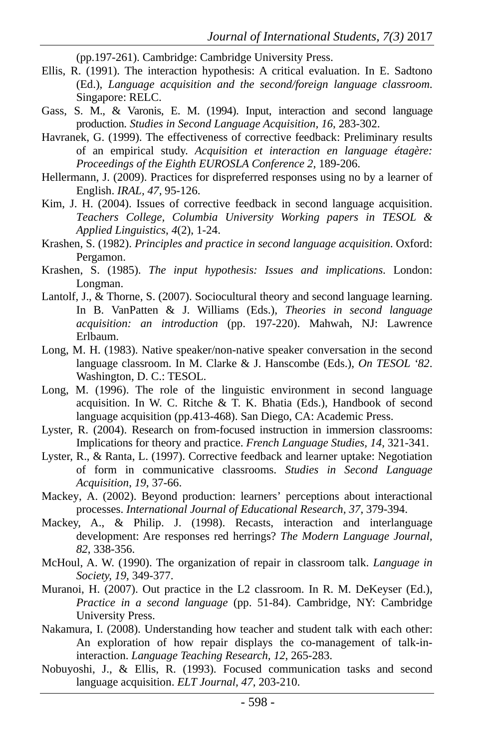(pp.197-261). Cambridge: Cambridge University Press.

Ellis, R. (1991). The interaction hypothesis: A critical evaluation. In E. Sadtono (Ed.), *Language acquisition and the second/foreign language classroom*. Singapore: RELC.

Gass, S. M., & Varonis, E. M. (1994). Input, interaction and second language production. *Studies in Second Language Acquisition*, *16*, 283-302.

Havranek, G. (1999). The effectiveness of corrective feedback: Preliminary results of an empirical study. *Acquisition et interaction en language étagère: Proceedings of the Eighth EUROSLA Conference 2*, 189-206.

Hellermann, J. (2009). Practices for dispreferred responses using no by a learner of English. *IRAL, 47*, 95-126.

Kim, J. H. (2004). Issues of corrective feedback in second language acquisition. *Teachers College, Columbia University Working papers in TESOL & Applied Linguistics*, *4*(2), 1-24.

Krashen, S. (1982). *Principles and practice in second language acquisition*. Oxford: Pergamon.

Krashen, S. (1985). *The input hypothesis: Issues and implications*. London: Longman.

Lantolf, J., & Thorne, S. (2007). Sociocultural theory and second language learning. In B. VanPatten & J. Williams (Eds.), *Theories in second language acquisition: an introduction* (pp. 197-220). Mahwah, NJ: Lawrence Erlbaum.

Long, M. H. (1983). Native speaker/non-native speaker conversation in the second language classroom. In M. Clarke & J. Hanscombe (Eds.), *On TESOL '82*. Washington, D. C.: TESOL.

Long, M. (1996). The role of the linguistic environment in second language acquisition. In W. C. Ritche & T. K. Bhatia (Eds.), Handbook of second language acquisition (pp.413-468). San Diego, CA: Academic Press.

Lyster, R. (2004). Research on from-focused instruction in immersion classrooms: Implications for theory and practice. *French Language Studies, 14*, 321-341.

Lyster, R., & Ranta, L. (1997). Corrective feedback and learner uptake: Negotiation of form in communicative classrooms. *Studies in Second Language Acquisition*, *19*, 37-66.

Mackey, A. (2002). Beyond production: learners' perceptions about interactional processes. *International Journal of Educational Research, 37*, 379-394.

Mackey, A., & Philip. J. (1998). Recasts, interaction and interlanguage development: Are responses red herrings? *The Modern Language Journal, 82*, 338-356.

McHoul, A. W. (1990). The organization of repair in classroom talk. *Language in Society, 19*, 349-377.

Muranoi, H. (2007). Out practice in the L2 classroom. In R. M. DeKeyser (Ed.), *Practice in a second language* (pp. 51-84). Cambridge, NY: Cambridge University Press.

Nakamura, I. (2008). Understanding how teacher and student talk with each other: An exploration of how repair displays the co-management of talk-in-interaction. *Language Teaching Research*, *12*, 265-283.

Nobuyoshi, J., & Ellis, R. (1993). Focused communication tasks and second language acquisition. *ELT Journal*, *47*, 203-210.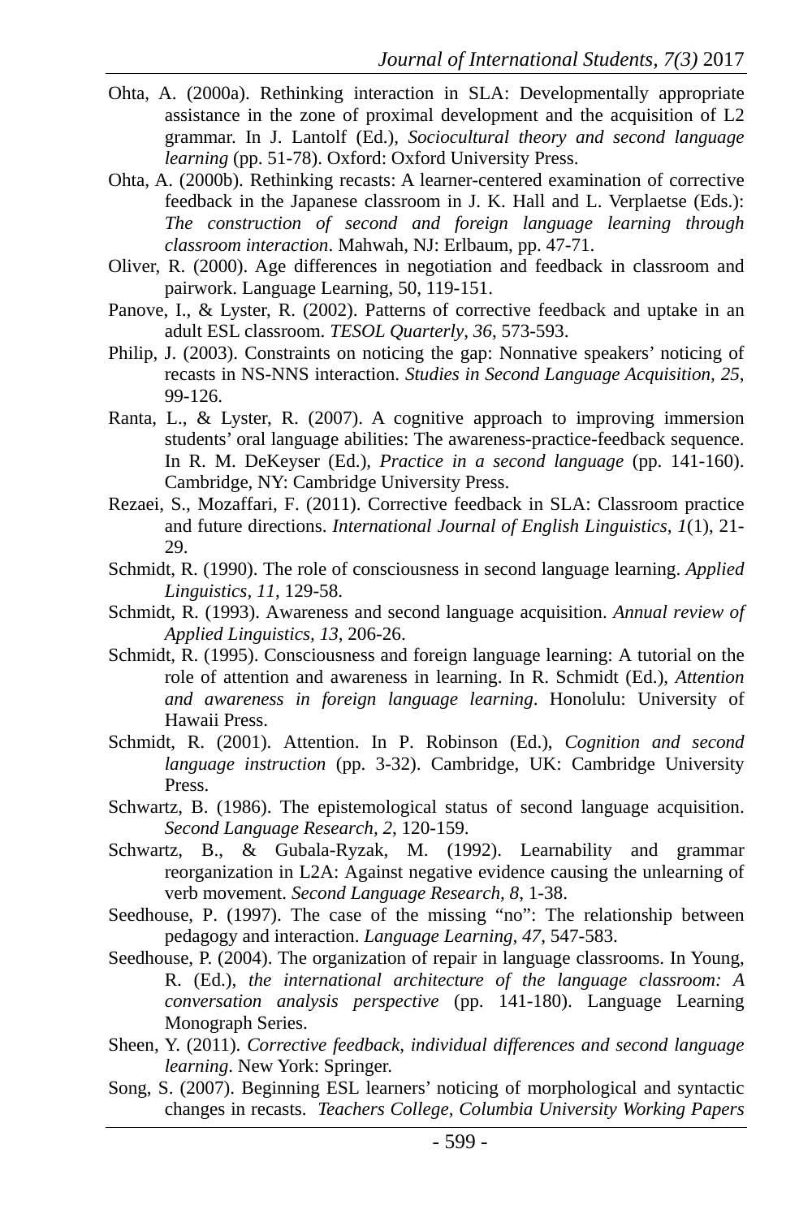Ohta, A. (2000a). Rethinking interaction in SLA: Developmentally appropriate assistance in the zone of proximal development and the acquisition of L2 grammar. In J. Lantolf (Ed.), *Sociocultural theory and second language learning* (pp. 51-78). Oxford: Oxford University Press.

Ohta, A. (2000b). Rethinking recasts: A learner-centered examination of corrective feedback in the Japanese classroom in J. K. Hall and L. Verplaetse (Eds.): *The construction of second and foreign language learning through classroom interaction*. Mahwah, NJ: Erlbaum, pp. 47-71.

Oliver, R. (2000). Age differences in negotiation and feedback in classroom and pairwork. Language Learning, 50, 119-151.

Panove, I., & Lyster, R. (2002). Patterns of corrective feedback and uptake in an adult ESL classroom. *TESOL Quarterly*, *36*, 573-593.

Philip, J. (2003). Constraints on noticing the gap: Nonnative speakers' noticing of recasts in NS-NNS interaction. *Studies in Second Language Acquisition, 25*, 99-126.

Ranta, L., & Lyster, R. (2007). A cognitive approach to improving immersion students' oral language abilities: The awareness-practice-feedback sequence. In R. M. DeKeyser (Ed.), *Practice in a second language* (pp. 141-160). Cambridge, NY: Cambridge University Press.

Rezaei, S., Mozaffari, F. (2011). Corrective feedback in SLA: Classroom practice and future directions. *International Journal of English Linguistics, 1*(1), 21-29.

Schmidt, R. (1990). The role of consciousness in second language learning. *Applied Linguistics*, *11*, 129-58.

Schmidt, R. (1993). Awareness and second language acquisition. *Annual review of Applied Linguistics*, *13*, 206-26.

Schmidt, R. (1995). Consciousness and foreign language learning: A tutorial on the role of attention and awareness in learning. In R. Schmidt (Ed.), *Attention and awareness in foreign language learning*. Honolulu: University of Hawaii Press.

Schmidt, R. (2001). Attention. In P. Robinson (Ed.), *Cognition and second language instruction* (pp. 3-32). Cambridge, UK: Cambridge University Press.

Schwartz, B. (1986). The epistemological status of second language acquisition. *Second Language Research, 2*, 120-159.

Schwartz, B., & Gubala-Ryzak, M. (1992). Learnability and grammar reorganization in L2A: Against negative evidence causing the unlearning of verb movement. *Second Language Research, 8*, 1-38.

Seedhouse, P. (1997). The case of the missing "no": The relationship between pedagogy and interaction. *Language Learning, 47*, 547-583.

Seedhouse, P. (2004). The organization of repair in language classrooms. In Young, R. (Ed.), *the international architecture of the language classroom: A conversation analysis perspective* (pp. 141-180). Language Learning Monograph Series.

Sheen, Y. (2011). *Corrective feedback, individual differences and second language learning*. New York: Springer.

Song, S. (2007). Beginning ESL learners' noticing of morphological and syntactic changes in recasts. *Teachers College, Columbia University Working Papers*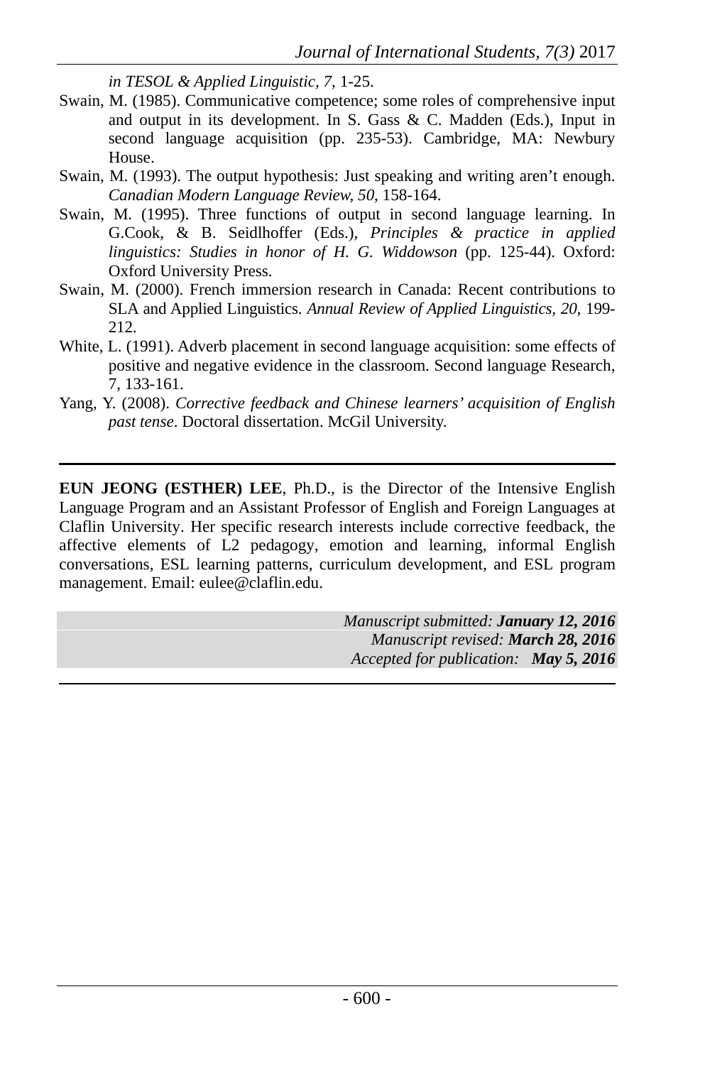*in TESOL & Applied Linguistic, 7*, 1-25.

Swain, M. (1985). Communicative competence; some roles of comprehensive input and output in its development. In S. Gass & C. Madden (Eds.), Input in second language acquisition (pp. 235-53). Cambridge, MA: Newbury House.

Swain, M. (1993). The output hypothesis: Just speaking and writing aren't enough. *Canadian Modern Language Review, 50*, 158-164.

Swain, M. (1995). Three functions of output in second language learning. In G.Cook, & B. Seidlhoffer (Eds.), *Principles & practice in applied linguistics: Studies in honor of H. G. Widdowson* (pp. 125-44). Oxford: Oxford University Press.

Swain, M. (2000). French immersion research in Canada: Recent contributions to SLA and Applied Linguistics. *Annual Review of Applied Linguistics, 20*, 199-212.

White, L. (1991). Adverb placement in second language acquisition: some effects of positive and negative evidence in the classroom. Second language Research, 7, 133-161.

Yang, Y. (2008). *Corrective feedback and Chinese learners' acquisition of English past tense*. Doctoral dissertation. McGil University.

---

**EUN JEONG (ESTHER) LEE**, Ph.D., is the Director of the Intensive English Language Program and an Assistant Professor of English and Foreign Languages at Claflin University. Her specific research interests include corrective feedback, the affective elements of L2 pedagogy, emotion and learning, informal English conversations, ESL learning patterns, curriculum development, and ESL program management. Email: eulee@claflin.edu.

*Manuscript submitted: **January 12, 2016***
*Manuscript revised: **March 28, 2016***
*Accepted for publication: **May 5, 2016***